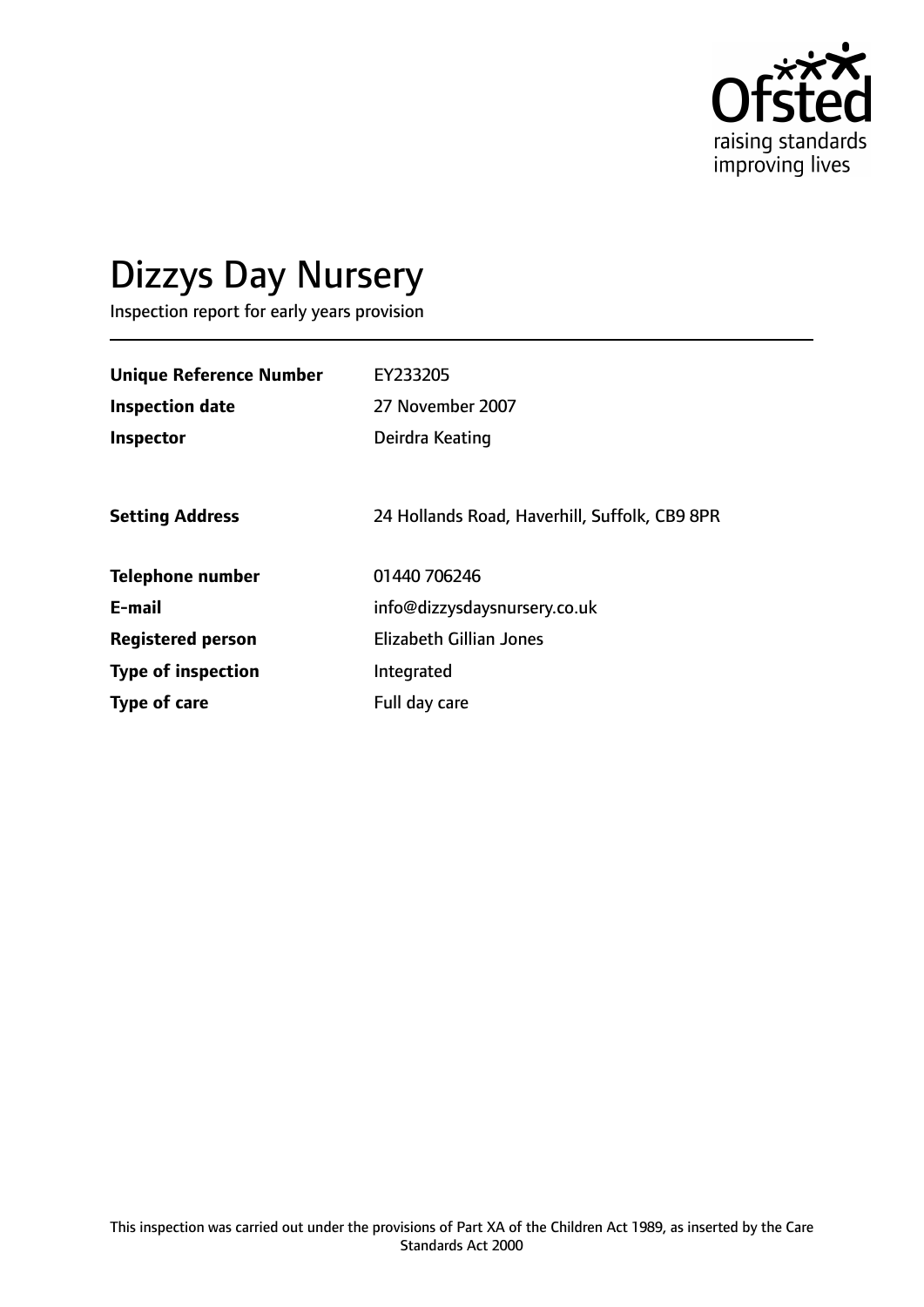# Dizzys Day Nursery

Inspection report for early years provision

| | |
|---|---|
| **Unique Reference Number** | EY233205 |
| **Inspection date** | 27 November 2007 |
| **Inspector** | Deirdra Keating |
| | |
| **Setting Address** | 24 Hollands Road, Haverhill, Suffolk, CB9 8PR |
| | |
| **Telephone number** | 01440 706246 |
| **E-mail** | info@dizzysdaysnursery.co.uk |
| **Registered person** | Elizabeth Gillian Jones |
| **Type of inspection** | Integrated |
| **Type of care** | Full day care |

This inspection was carried out under the provisions of Part XA of the Children Act 1989, as inserted by the Care Standards Act 2000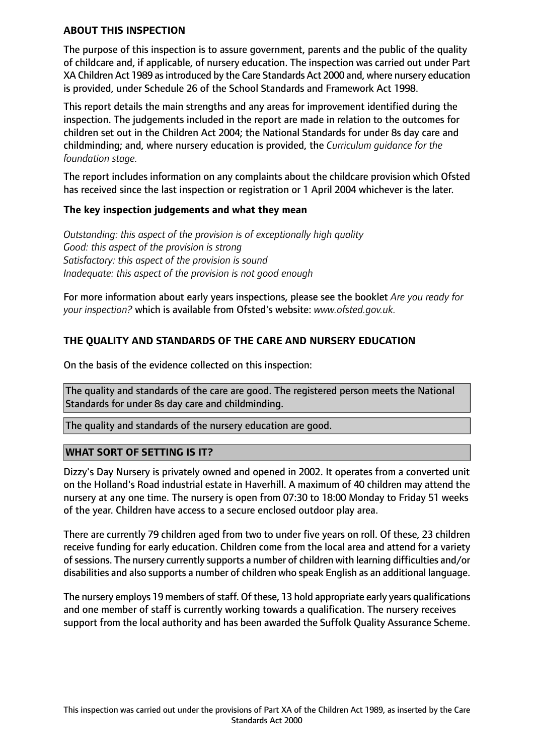**ABOUT THIS INSPECTION**

The purpose of this inspection is to assure government, parents and the public of the quality of childcare and, if applicable, of nursery education. The inspection was carried out under Part XA Children Act 1989 as introduced by the Care Standards Act 2000 and, where nursery education is provided, under Schedule 26 of the School Standards and Framework Act 1998.

This report details the main strengths and any areas for improvement identified during the inspection. The judgements included in the report are made in relation to the outcomes for children set out in the Children Act 2004; the National Standards for under 8s day care and childminding; and, where nursery education is provided, the *Curriculum guidance for the foundation stage.*

The report includes information on any complaints about the childcare provision which Ofsted has received since the last inspection or registration or 1 April 2004 whichever is the later.

**The key inspection judgements and what they mean**

*Outstanding: this aspect of the provision is of exceptionally high quality*
*Good: this aspect of the provision is strong*
*Satisfactory: this aspect of the provision is sound*
*Inadequate: this aspect of the provision is not good enough*

For more information about early years inspections, please see the booklet *Are you ready for your inspection?* which is available from Ofsted's website: *www.ofsted.gov.uk.*

**THE QUALITY AND STANDARDS OF THE CARE AND NURSERY EDUCATION**

On the basis of the evidence collected on this inspection:

The quality and standards of the care are good. The registered person meets the National Standards for under 8s day care and childminding.

The quality and standards of the nursery education are good.

**WHAT SORT OF SETTING IS IT?**

Dizzy's Day Nursery is privately owned and opened in 2002. It operates from a converted unit on the Holland's Road industrial estate in Haverhill. A maximum of 40 children may attend the nursery at any one time. The nursery is open from 07:30 to 18:00 Monday to Friday 51 weeks of the year. Children have access to a secure enclosed outdoor play area.

There are currently 79 children aged from two to under five years on roll. Of these, 23 children receive funding for early education. Children come from the local area and attend for a variety of sessions. The nursery currently supports a number of children with learning difficulties and/or disabilities and also supports a number of children who speak English as an additional language.

The nursery employs 19 members of staff. Of these, 13 hold appropriate early years qualifications and one member of staff is currently working towards a qualification. The nursery receives support from the local authority and has been awarded the Suffolk Quality Assurance Scheme.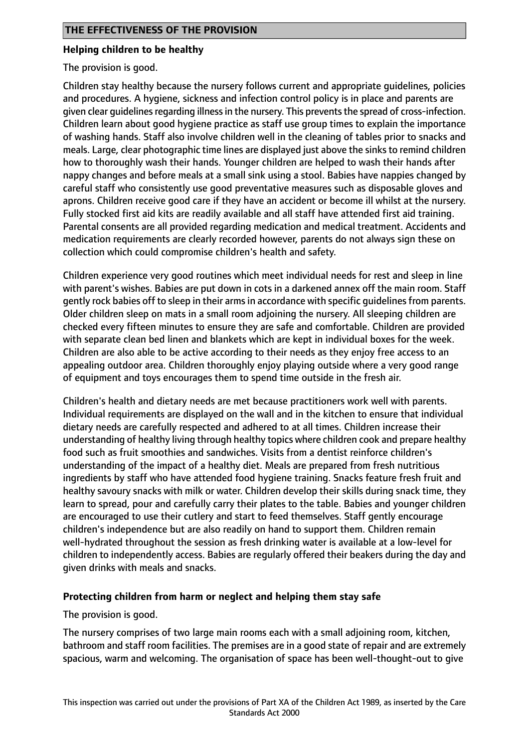## THE EFFECTIVENESS OF THE PROVISION

### Helping children to be healthy

The provision is good.

Children stay healthy because the nursery follows current and appropriate guidelines, policies and procedures. A hygiene, sickness and infection control policy is in place and parents are given clear guidelines regarding illness in the nursery. This prevents the spread of cross-infection. Children learn about good hygiene practice as staff use group times to explain the importance of washing hands. Staff also involve children well in the cleaning of tables prior to snacks and meals. Large, clear photographic time lines are displayed just above the sinks to remind children how to thoroughly wash their hands. Younger children are helped to wash their hands after nappy changes and before meals at a small sink using a stool. Babies have nappies changed by careful staff who consistently use good preventative measures such as disposable gloves and aprons. Children receive good care if they have an accident or become ill whilst at the nursery. Fully stocked first aid kits are readily available and all staff have attended first aid training. Parental consents are all provided regarding medication and medical treatment. Accidents and medication requirements are clearly recorded however, parents do not always sign these on collection which could compromise children's health and safety.

Children experience very good routines which meet individual needs for rest and sleep in line with parent's wishes. Babies are put down in cots in a darkened annex off the main room. Staff gently rock babies off to sleep in their arms in accordance with specific guidelines from parents. Older children sleep on mats in a small room adjoining the nursery. All sleeping children are checked every fifteen minutes to ensure they are safe and comfortable. Children are provided with separate clean bed linen and blankets which are kept in individual boxes for the week. Children are also able to be active according to their needs as they enjoy free access to an appealing outdoor area. Children thoroughly enjoy playing outside where a very good range of equipment and toys encourages them to spend time outside in the fresh air.

Children's health and dietary needs are met because practitioners work well with parents. Individual requirements are displayed on the wall and in the kitchen to ensure that individual dietary needs are carefully respected and adhered to at all times. Children increase their understanding of healthy living through healthy topics where children cook and prepare healthy food such as fruit smoothies and sandwiches. Visits from a dentist reinforce children's understanding of the impact of a healthy diet. Meals are prepared from fresh nutritious ingredients by staff who have attended food hygiene training. Snacks feature fresh fruit and healthy savoury snacks with milk or water. Children develop their skills during snack time, they learn to spread, pour and carefully carry their plates to the table. Babies and younger children are encouraged to use their cutlery and start to feed themselves. Staff gently encourage children's independence but are also readily on hand to support them. Children remain well-hydrated throughout the session as fresh drinking water is available at a low-level for children to independently access. Babies are regularly offered their beakers during the day and given drinks with meals and snacks.

### Protecting children from harm or neglect and helping them stay safe

The provision is good.

The nursery comprises of two large main rooms each with a small adjoining room, kitchen, bathroom and staff room facilities. The premises are in a good state of repair and are extremely spacious, warm and welcoming. The organisation of space has been well-thought-out to give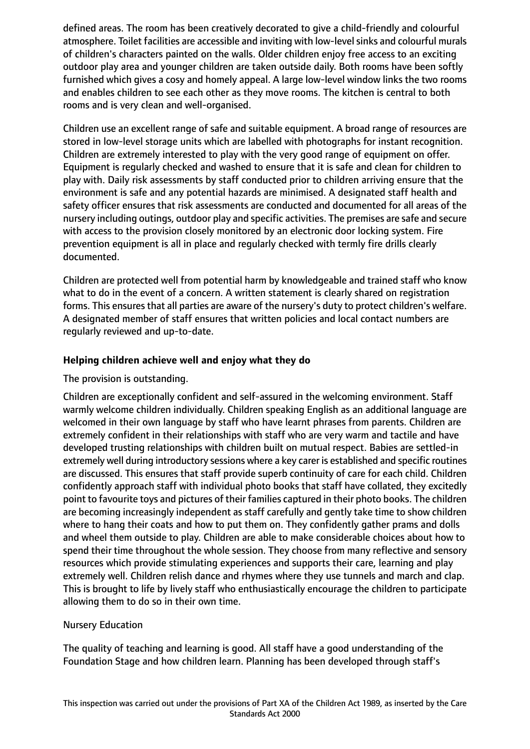defined areas. The room has been creatively decorated to give a child-friendly and colourful atmosphere. Toilet facilities are accessible and inviting with low-level sinks and colourful murals of children's characters painted on the walls. Older children enjoy free access to an exciting outdoor play area and younger children are taken outside daily. Both rooms have been softly furnished which gives a cosy and homely appeal. A large low-level window links the two rooms and enables children to see each other as they move rooms. The kitchen is central to both rooms and is very clean and well-organised.

Children use an excellent range of safe and suitable equipment. A broad range of resources are stored in low-level storage units which are labelled with photographs for instant recognition. Children are extremely interested to play with the very good range of equipment on offer. Equipment is regularly checked and washed to ensure that it is safe and clean for children to play with. Daily risk assessments by staff conducted prior to children arriving ensure that the environment is safe and any potential hazards are minimised. A designated staff health and safety officer ensures that risk assessments are conducted and documented for all areas of the nursery including outings, outdoor play and specific activities. The premises are safe and secure with access to the provision closely monitored by an electronic door locking system. Fire prevention equipment is all in place and regularly checked with termly fire drills clearly documented.

Children are protected well from potential harm by knowledgeable and trained staff who know what to do in the event of a concern. A written statement is clearly shared on registration forms. This ensures that all parties are aware of the nursery's duty to protect children's welfare. A designated member of staff ensures that written policies and local contact numbers are regularly reviewed and up-to-date.

### Helping children achieve well and enjoy what they do

The provision is outstanding.

Children are exceptionally confident and self-assured in the welcoming environment. Staff warmly welcome children individually. Children speaking English as an additional language are welcomed in their own language by staff who have learnt phrases from parents. Children are extremely confident in their relationships with staff who are very warm and tactile and have developed trusting relationships with children built on mutual respect. Babies are settled-in extremely well during introductory sessions where a key carer is established and specific routines are discussed. This ensures that staff provide superb continuity of care for each child. Children confidently approach staff with individual photo books that staff have collated, they excitedly point to favourite toys and pictures of their families captured in their photo books. The children are becoming increasingly independent as staff carefully and gently take time to show children where to hang their coats and how to put them on. They confidently gather prams and dolls and wheel them outside to play. Children are able to make considerable choices about how to spend their time throughout the whole session. They choose from many reflective and sensory resources which provide stimulating experiences and supports their care, learning and play extremely well. Children relish dance and rhymes where they use tunnels and march and clap. This is brought to life by lively staff who enthusiastically encourage the children to participate allowing them to do so in their own time.

Nursery Education

The quality of teaching and learning is good. All staff have a good understanding of the Foundation Stage and how children learn. Planning has been developed through staff's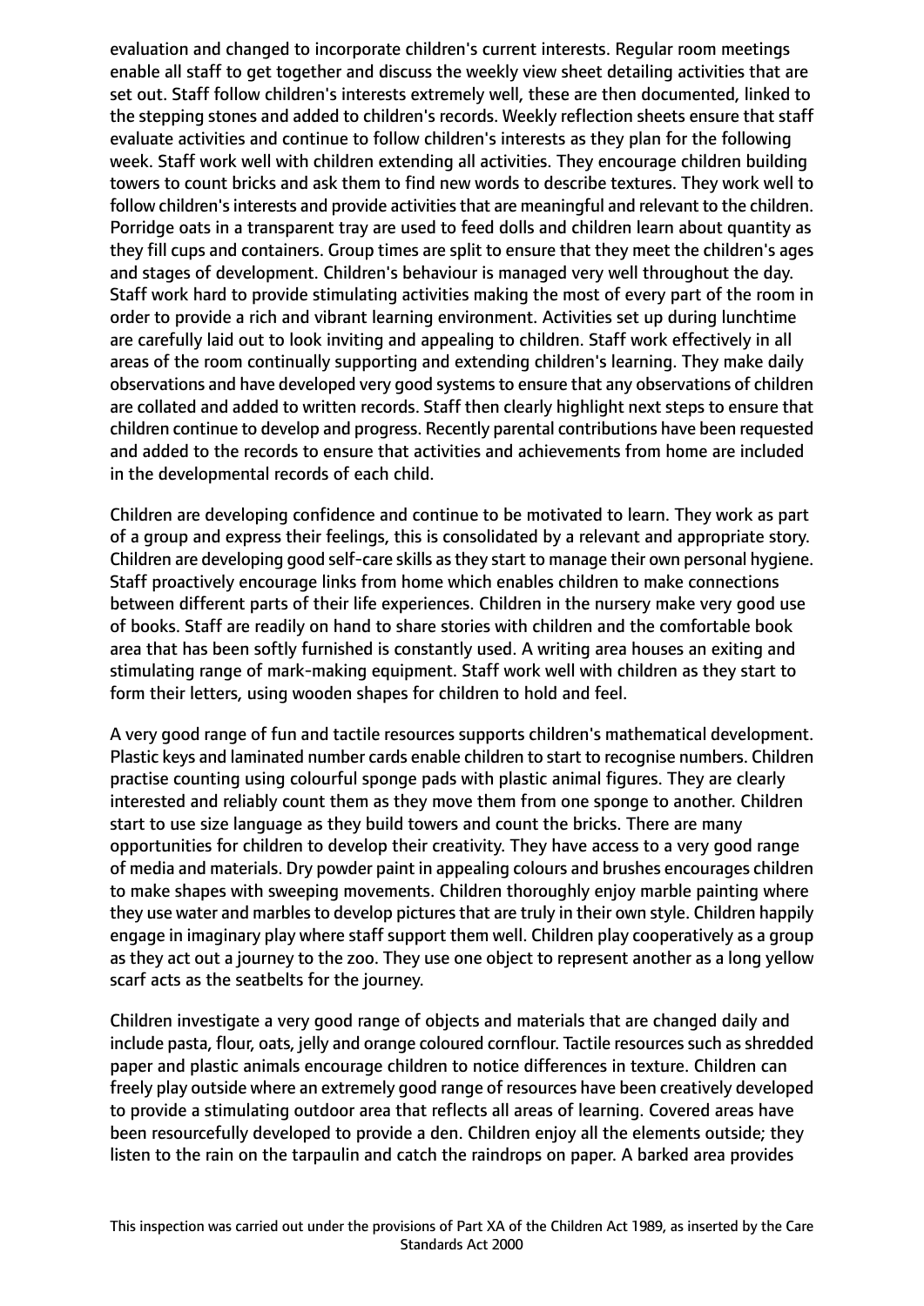evaluation and changed to incorporate children's current interests. Regular room meetings enable all staff to get together and discuss the weekly view sheet detailing activities that are set out. Staff follow children's interests extremely well, these are then documented, linked to the stepping stones and added to children's records. Weekly reflection sheets ensure that staff evaluate activities and continue to follow children's interests as they plan for the following week. Staff work well with children extending all activities. They encourage children building towers to count bricks and ask them to find new words to describe textures. They work well to follow children's interests and provide activities that are meaningful and relevant to the children. Porridge oats in a transparent tray are used to feed dolls and children learn about quantity as they fill cups and containers. Group times are split to ensure that they meet the children's ages and stages of development. Children's behaviour is managed very well throughout the day. Staff work hard to provide stimulating activities making the most of every part of the room in order to provide a rich and vibrant learning environment. Activities set up during lunchtime are carefully laid out to look inviting and appealing to children. Staff work effectively in all areas of the room continually supporting and extending children's learning. They make daily observations and have developed very good systems to ensure that any observations of children are collated and added to written records. Staff then clearly highlight next steps to ensure that children continue to develop and progress. Recently parental contributions have been requested and added to the records to ensure that activities and achievements from home are included in the developmental records of each child.

Children are developing confidence and continue to be motivated to learn. They work as part of a group and express their feelings, this is consolidated by a relevant and appropriate story. Children are developing good self-care skills as they start to manage their own personal hygiene. Staff proactively encourage links from home which enables children to make connections between different parts of their life experiences. Children in the nursery make very good use of books. Staff are readily on hand to share stories with children and the comfortable book area that has been softly furnished is constantly used. A writing area houses an exiting and stimulating range of mark-making equipment. Staff work well with children as they start to form their letters, using wooden shapes for children to hold and feel.

A very good range of fun and tactile resources supports children's mathematical development. Plastic keys and laminated number cards enable children to start to recognise numbers. Children practise counting using colourful sponge pads with plastic animal figures. They are clearly interested and reliably count them as they move them from one sponge to another. Children start to use size language as they build towers and count the bricks. There are many opportunities for children to develop their creativity. They have access to a very good range of media and materials. Dry powder paint in appealing colours and brushes encourages children to make shapes with sweeping movements. Children thoroughly enjoy marble painting where they use water and marbles to develop pictures that are truly in their own style. Children happily engage in imaginary play where staff support them well. Children play cooperatively as a group as they act out a journey to the zoo. They use one object to represent another as a long yellow scarf acts as the seatbelts for the journey.

Children investigate a very good range of objects and materials that are changed daily and include pasta, flour, oats, jelly and orange coloured cornflour. Tactile resources such as shredded paper and plastic animals encourage children to notice differences in texture. Children can freely play outside where an extremely good range of resources have been creatively developed to provide a stimulating outdoor area that reflects all areas of learning. Covered areas have been resourcefully developed to provide a den. Children enjoy all the elements outside; they listen to the rain on the tarpaulin and catch the raindrops on paper. A barked area provides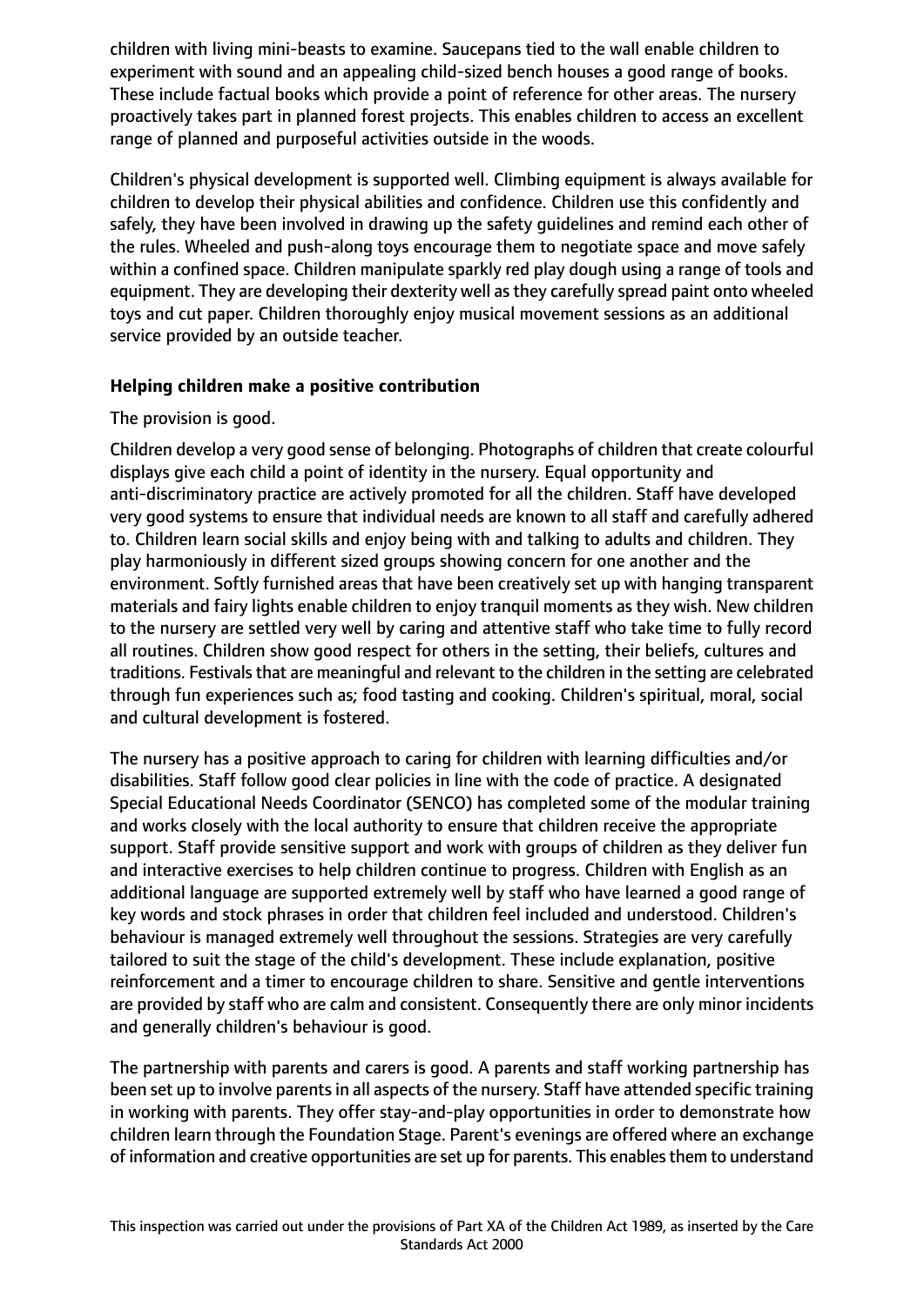children with living mini-beasts to examine. Saucepans tied to the wall enable children to experiment with sound and an appealing child-sized bench houses a good range of books. These include factual books which provide a point of reference for other areas. The nursery proactively takes part in planned forest projects. This enables children to access an excellent range of planned and purposeful activities outside in the woods.

Children's physical development is supported well. Climbing equipment is always available for children to develop their physical abilities and confidence. Children use this confidently and safely, they have been involved in drawing up the safety guidelines and remind each other of the rules. Wheeled and push-along toys encourage them to negotiate space and move safely within a confined space. Children manipulate sparkly red play dough using a range of tools and equipment. They are developing their dexterity well as they carefully spread paint onto wheeled toys and cut paper. Children thoroughly enjoy musical movement sessions as an additional service provided by an outside teacher.

### Helping children make a positive contribution

The provision is good.

Children develop a very good sense of belonging. Photographs of children that create colourful displays give each child a point of identity in the nursery. Equal opportunity and anti-discriminatory practice are actively promoted for all the children. Staff have developed very good systems to ensure that individual needs are known to all staff and carefully adhered to. Children learn social skills and enjoy being with and talking to adults and children. They play harmoniously in different sized groups showing concern for one another and the environment. Softly furnished areas that have been creatively set up with hanging transparent materials and fairy lights enable children to enjoy tranquil moments as they wish. New children to the nursery are settled very well by caring and attentive staff who take time to fully record all routines. Children show good respect for others in the setting, their beliefs, cultures and traditions. Festivals that are meaningful and relevant to the children in the setting are celebrated through fun experiences such as; food tasting and cooking. Children's spiritual, moral, social and cultural development is fostered.

The nursery has a positive approach to caring for children with learning difficulties and/or disabilities. Staff follow good clear policies in line with the code of practice. A designated Special Educational Needs Coordinator (SENCO) has completed some of the modular training and works closely with the local authority to ensure that children receive the appropriate support. Staff provide sensitive support and work with groups of children as they deliver fun and interactive exercises to help children continue to progress. Children with English as an additional language are supported extremely well by staff who have learned a good range of key words and stock phrases in order that children feel included and understood. Children's behaviour is managed extremely well throughout the sessions. Strategies are very carefully tailored to suit the stage of the child's development. These include explanation, positive reinforcement and a timer to encourage children to share. Sensitive and gentle interventions are provided by staff who are calm and consistent. Consequently there are only minor incidents and generally children's behaviour is good.

The partnership with parents and carers is good. A parents and staff working partnership has been set up to involve parents in all aspects of the nursery. Staff have attended specific training in working with parents. They offer stay-and-play opportunities in order to demonstrate how children learn through the Foundation Stage. Parent's evenings are offered where an exchange of information and creative opportunities are set up for parents. This enables them to understand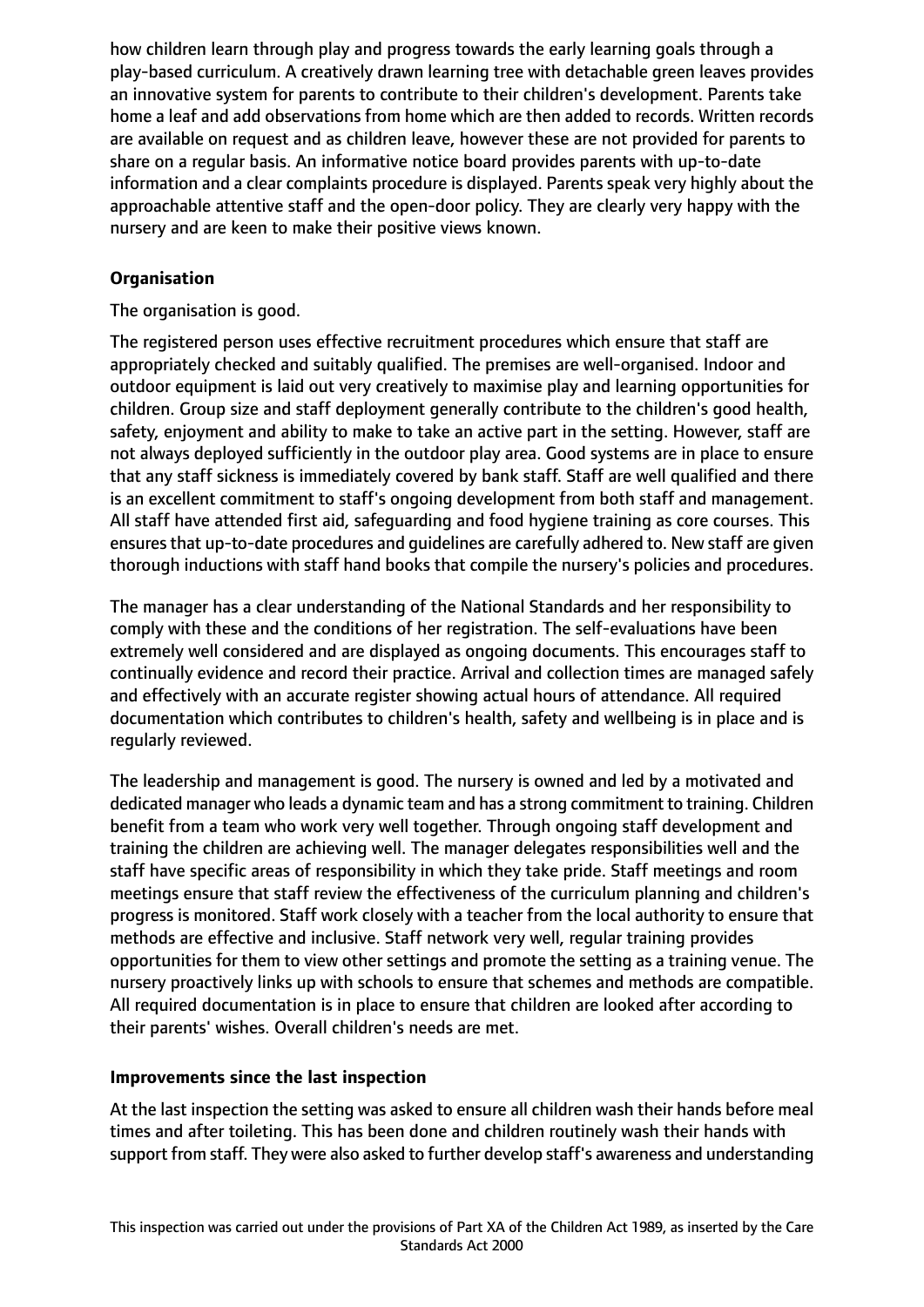how children learn through play and progress towards the early learning goals through a play-based curriculum. A creatively drawn learning tree with detachable green leaves provides an innovative system for parents to contribute to their children's development. Parents take home a leaf and add observations from home which are then added to records. Written records are available on request and as children leave, however these are not provided for parents to share on a regular basis. An informative notice board provides parents with up-to-date information and a clear complaints procedure is displayed. Parents speak very highly about the approachable attentive staff and the open-door policy. They are clearly very happy with the nursery and are keen to make their positive views known.

**Organisation**

The organisation is good.

The registered person uses effective recruitment procedures which ensure that staff are appropriately checked and suitably qualified. The premises are well-organised. Indoor and outdoor equipment is laid out very creatively to maximise play and learning opportunities for children. Group size and staff deployment generally contribute to the children's good health, safety, enjoyment and ability to make to take an active part in the setting. However, staff are not always deployed sufficiently in the outdoor play area. Good systems are in place to ensure that any staff sickness is immediately covered by bank staff. Staff are well qualified and there is an excellent commitment to staff's ongoing development from both staff and management. All staff have attended first aid, safeguarding and food hygiene training as core courses. This ensures that up-to-date procedures and guidelines are carefully adhered to. New staff are given thorough inductions with staff hand books that compile the nursery's policies and procedures.

The manager has a clear understanding of the National Standards and her responsibility to comply with these and the conditions of her registration. The self-evaluations have been extremely well considered and are displayed as ongoing documents. This encourages staff to continually evidence and record their practice. Arrival and collection times are managed safely and effectively with an accurate register showing actual hours of attendance. All required documentation which contributes to children's health, safety and wellbeing is in place and is regularly reviewed.

The leadership and management is good. The nursery is owned and led by a motivated and dedicated manager who leads a dynamic team and has a strong commitment to training. Children benefit from a team who work very well together. Through ongoing staff development and training the children are achieving well. The manager delegates responsibilities well and the staff have specific areas of responsibility in which they take pride. Staff meetings and room meetings ensure that staff review the effectiveness of the curriculum planning and children's progress is monitored. Staff work closely with a teacher from the local authority to ensure that methods are effective and inclusive. Staff network very well, regular training provides opportunities for them to view other settings and promote the setting as a training venue. The nursery proactively links up with schools to ensure that schemes and methods are compatible. All required documentation is in place to ensure that children are looked after according to their parents' wishes. Overall children's needs are met.

**Improvements since the last inspection**

At the last inspection the setting was asked to ensure all children wash their hands before meal times and after toileting. This has been done and children routinely wash their hands with support from staff. They were also asked to further develop staff's awareness and understanding

This inspection was carried out under the provisions of Part XA of the Children Act 1989, as inserted by the Care Standards Act 2000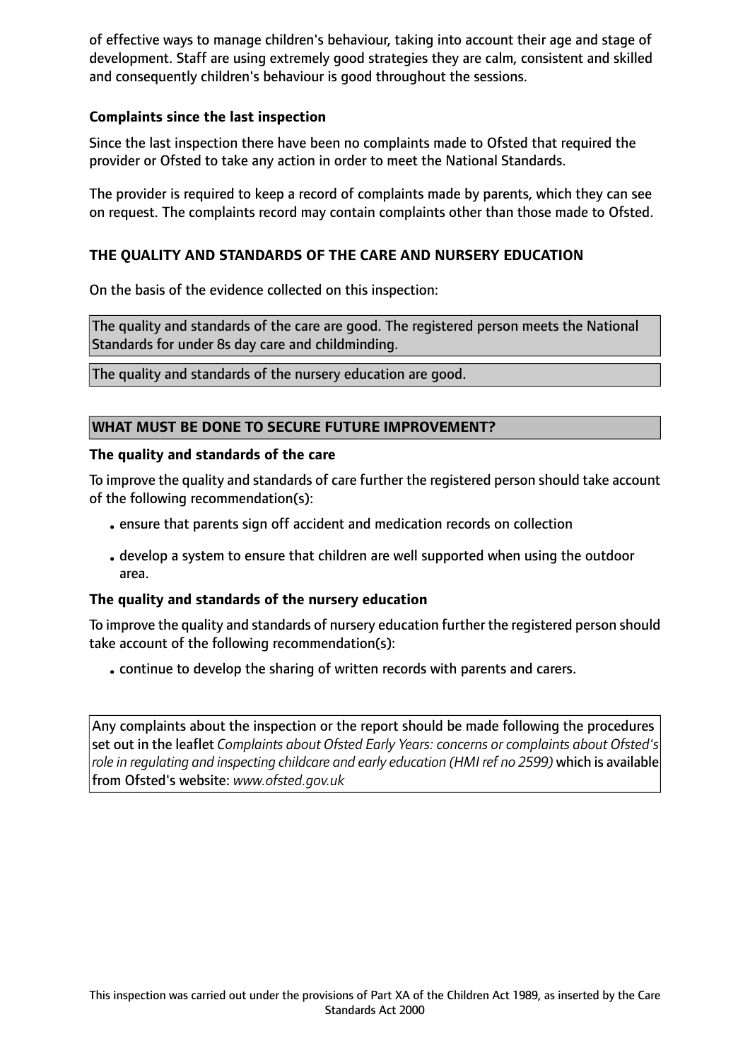of effective ways to manage children's behaviour, taking into account their age and stage of development. Staff are using extremely good strategies they are calm, consistent and skilled and consequently children's behaviour is good throughout the sessions.

**Complaints since the last inspection**

Since the last inspection there have been no complaints made to Ofsted that required the provider or Ofsted to take any action in order to meet the National Standards.

The provider is required to keep a record of complaints made by parents, which they can see on request. The complaints record may contain complaints other than those made to Ofsted.

## THE QUALITY AND STANDARDS OF THE CARE AND NURSERY EDUCATION

On the basis of the evidence collected on this inspection:

The quality and standards of the care are good. The registered person meets the National Standards for under 8s day care and childminding.

The quality and standards of the nursery education are good.

## WHAT MUST BE DONE TO SECURE FUTURE IMPROVEMENT?

**The quality and standards of the care**

To improve the quality and standards of care further the registered person should take account of the following recommendation(s):

- ensure that parents sign off accident and medication records on collection
- develop a system to ensure that children are well supported when using the outdoor area.

**The quality and standards of the nursery education**

To improve the quality and standards of nursery education further the registered person should take account of the following recommendation(s):

- continue to develop the sharing of written records with parents and carers.

Any complaints about the inspection or the report should be made following the procedures set out in the leaflet *Complaints about Ofsted Early Years: concerns or complaints about Ofsted's role in regulating and inspecting childcare and early education (HMI ref no 2599)* which is available from Ofsted's website: *www.ofsted.gov.uk*

This inspection was carried out under the provisions of Part XA of the Children Act 1989, as inserted by the Care Standards Act 2000